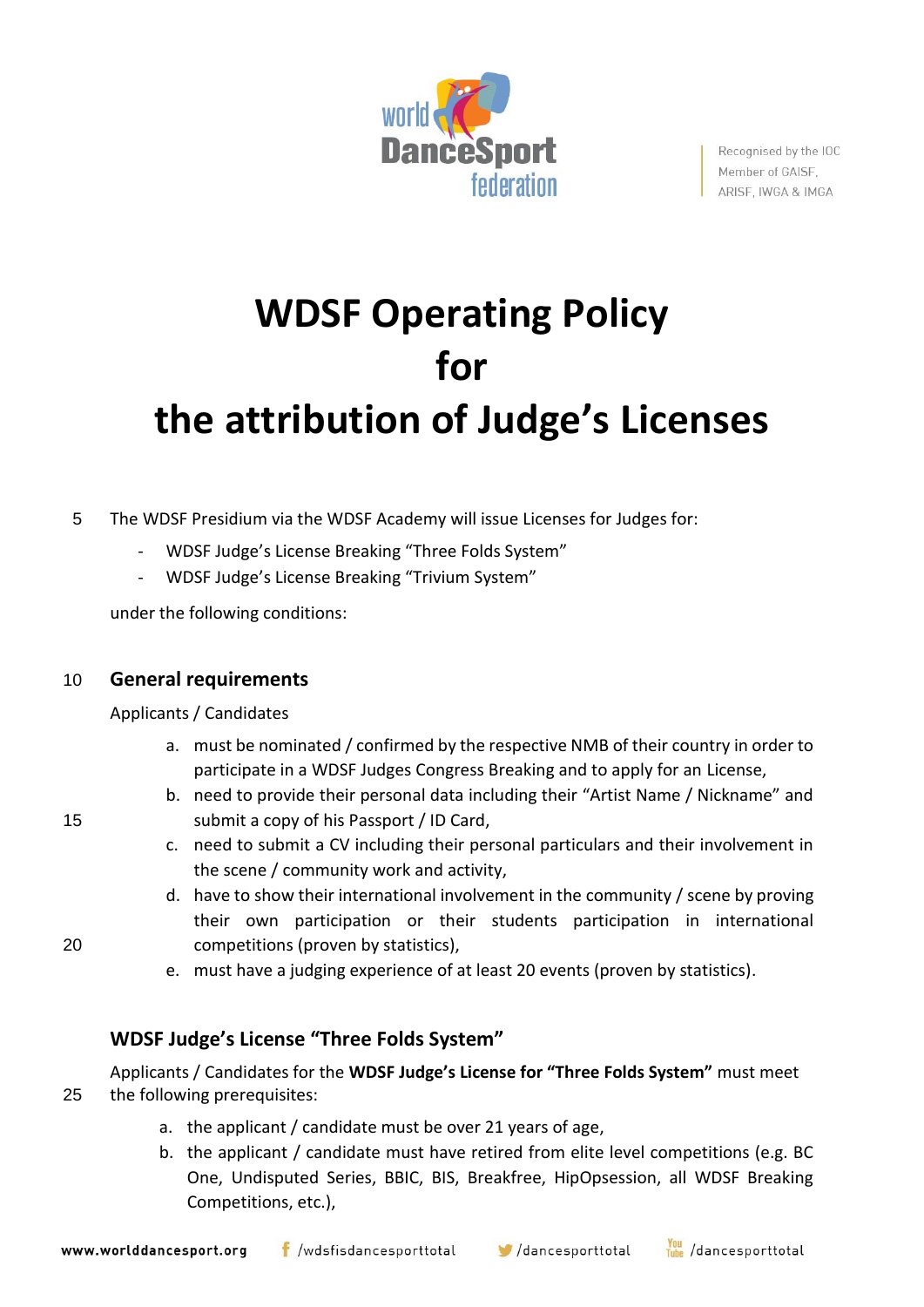# WDSF Operating Policy for the attribution of Judge's Licenses

The WDSF Presidium via the WDSF Academy will issue Licenses for Judges for:

- WDSF Judge's License Breaking "Three Folds System"
- WDSF Judge's License Breaking "Trivium System"

under the following conditions:

## General requirements

Applicants / Candidates

a. must be nominated / confirmed by the respective NMB of their country in order to participate in a WDSF Judges Congress Breaking and to apply for an License,
b. need to provide their personal data including their "Artist Name / Nickname" and submit a copy of his Passport / ID Card,
c. need to submit a CV including their personal particulars and their involvement in the scene / community work and activity,
d. have to show their international involvement in the community / scene by proving their own participation or their students participation in international competitions (proven by statistics),
e. must have a judging experience of at least 20 events (proven by statistics).

## WDSF Judge's License "Three Folds System"

Applicants / Candidates for the **WDSF Judge's License for "Three Folds System"** must meet the following prerequisites:

a. the applicant / candidate must be over 21 years of age,
b. the applicant / candidate must have retired from elite level competitions (e.g. BC One, Undisputed Series, BBIC, BIS, Breakfree, HipOpsession, all WDSF Breaking Competitions, etc.),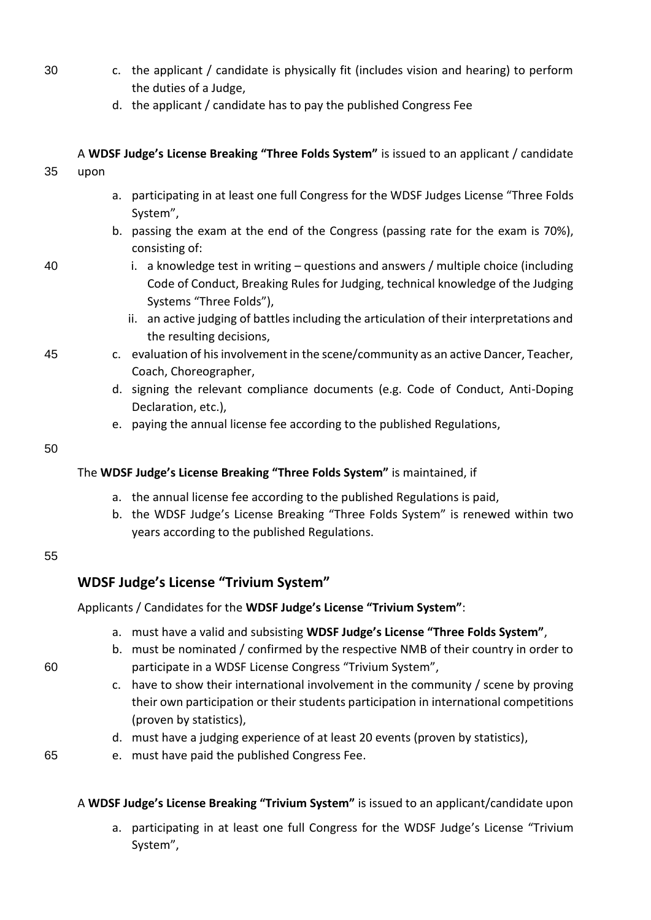c. the applicant / candidate is physically fit (includes vision and hearing) to perform the duties of a Judge,
d. the applicant / candidate has to pay the published Congress Fee

A **WDSF Judge's License Breaking "Three Folds System"** is issued to an applicant / candidate upon

a. participating in at least one full Congress for the WDSF Judges License "Three Folds System",
b. passing the exam at the end of the Congress (passing rate for the exam is 70%), consisting of:
    i. a knowledge test in writing – questions and answers / multiple choice (including Code of Conduct, Breaking Rules for Judging, technical knowledge of the Judging Systems "Three Folds"),
    ii. an active judging of battles including the articulation of their interpretations and the resulting decisions,
c. evaluation of his involvement in the scene/community as an active Dancer, Teacher, Coach, Choreographer,
d. signing the relevant compliance documents (e.g. Code of Conduct, Anti-Doping Declaration, etc.),
e. paying the annual license fee according to the published Regulations,

The **WDSF Judge's License Breaking "Three Folds System"** is maintained, if

a. the annual license fee according to the published Regulations is paid,
b. the WDSF Judge's License Breaking "Three Folds System" is renewed within two years according to the published Regulations.

## WDSF Judge's License "Trivium System"

Applicants / Candidates for the **WDSF Judge's License "Trivium System"**:

a. must have a valid and subsisting **WDSF Judge's License "Three Folds System"**,
b. must be nominated / confirmed by the respective NMB of their country in order to participate in a WDSF License Congress "Trivium System",
c. have to show their international involvement in the community / scene by proving their own participation or their students participation in international competitions (proven by statistics),
d. must have a judging experience of at least 20 events (proven by statistics),
e. must have paid the published Congress Fee.

A **WDSF Judge's License Breaking "Trivium System"** is issued to an applicant/candidate upon

a. participating in at least one full Congress for the WDSF Judge's License "Trivium System",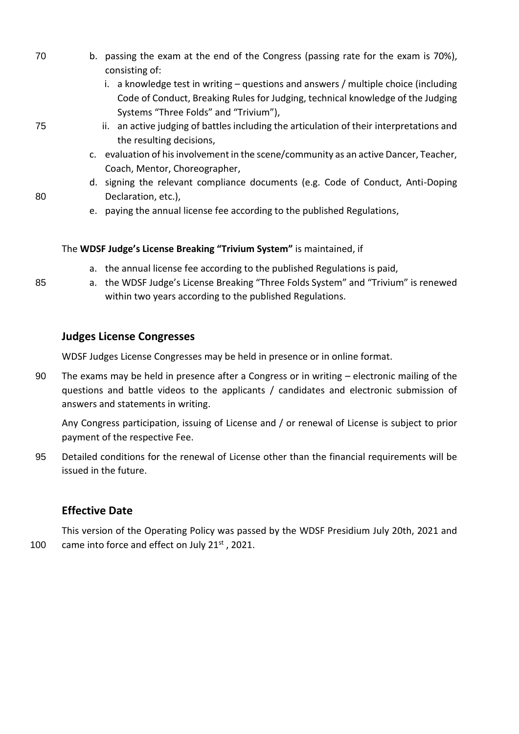b. passing the exam at the end of the Congress (passing rate for the exam is 70%), consisting of:
    i. a knowledge test in writing – questions and answers / multiple choice (including Code of Conduct, Breaking Rules for Judging, technical knowledge of the Judging Systems "Three Folds" and "Trivium"),
    ii. an active judging of battles including the articulation of their interpretations and the resulting decisions,

c. evaluation of his involvement in the scene/community as an active Dancer, Teacher, Coach, Mentor, Choreographer,

d. signing the relevant compliance documents (e.g. Code of Conduct, Anti-Doping Declaration, etc.),

e. paying the annual license fee according to the published Regulations,

The **WDSF Judge's License Breaking "Trivium System"** is maintained, if

a. the annual license fee according to the published Regulations is paid,

a. the WDSF Judge's License Breaking "Three Folds System" and "Trivium" is renewed within two years according to the published Regulations.

## Judges License Congresses

WDSF Judges License Congresses may be held in presence or in online format.

The exams may be held in presence after a Congress or in writing – electronic mailing of the questions and battle videos to the applicants / candidates and electronic submission of answers and statements in writing.

Any Congress participation, issuing of License and / or renewal of License is subject to prior payment of the respective Fee.

Detailed conditions for the renewal of License other than the financial requirements will be issued in the future.

## Effective Date

This version of the Operating Policy was passed by the WDSF Presidium July 20th, 2021 and came into force and effect on July 21st , 2021.